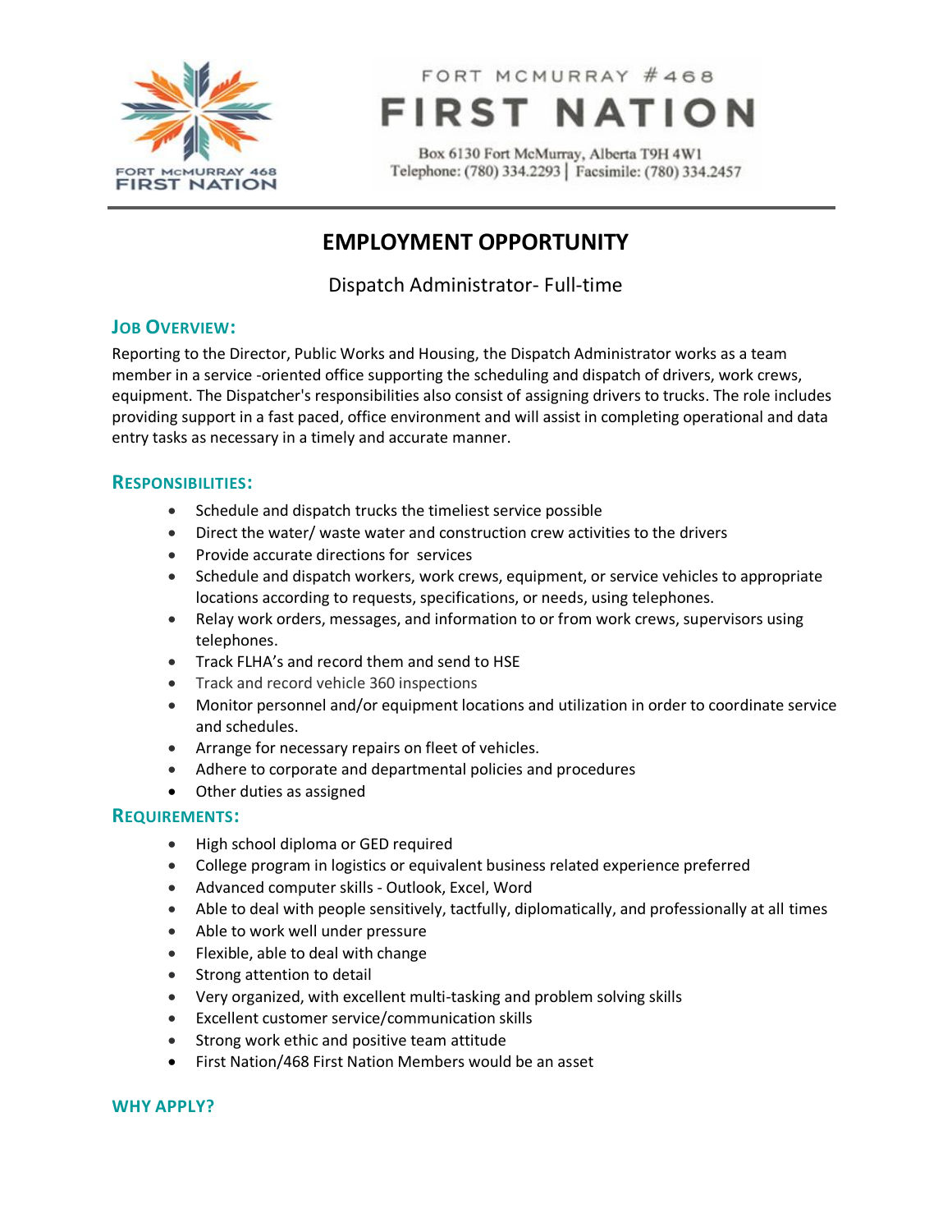FORT MCMURRAY #468

# FIRST NATION

Box 6130 Fort McMurray, Alberta T9H 4W1
Telephone: (780) 334.2293 | Facsimile: (780) 334.2457

# EMPLOYMENT OPPORTUNITY

Dispatch Administrator- Full-time

## Job Overview:

Reporting to the Director, Public Works and Housing, the Dispatch Administrator works as a team member in a service -oriented office supporting the scheduling and dispatch of drivers, work crews, equipment. The Dispatcher's responsibilities also consist of assigning drivers to trucks. The role includes providing support in a fast paced, office environment and will assist in completing operational and data entry tasks as necessary in a timely and accurate manner.

## Responsibilities:

- Schedule and dispatch trucks the timeliest service possible
- Direct the water/ waste water and construction crew activities to the drivers
- Provide accurate directions for services
- Schedule and dispatch workers, work crews, equipment, or service vehicles to appropriate locations according to requests, specifications, or needs, using telephones.
- Relay work orders, messages, and information to or from work crews, supervisors using telephones.
- Track FLHA's and record them and send to HSE
- Track and record vehicle 360 inspections
- Monitor personnel and/or equipment locations and utilization in order to coordinate service and schedules.
- Arrange for necessary repairs on fleet of vehicles.
- Adhere to corporate and departmental policies and procedures
- Other duties as assigned

## Requirements:

- High school diploma or GED required
- College program in logistics or equivalent business related experience preferred
- Advanced computer skills - Outlook, Excel, Word
- Able to deal with people sensitively, tactfully, diplomatically, and professionally at all times
- Able to work well under pressure
- Flexible, able to deal with change
- Strong attention to detail
- Very organized, with excellent multi-tasking and problem solving skills
- Excellent customer service/communication skills
- Strong work ethic and positive team attitude
- First Nation/468 First Nation Members would be an asset

## WHY APPLY?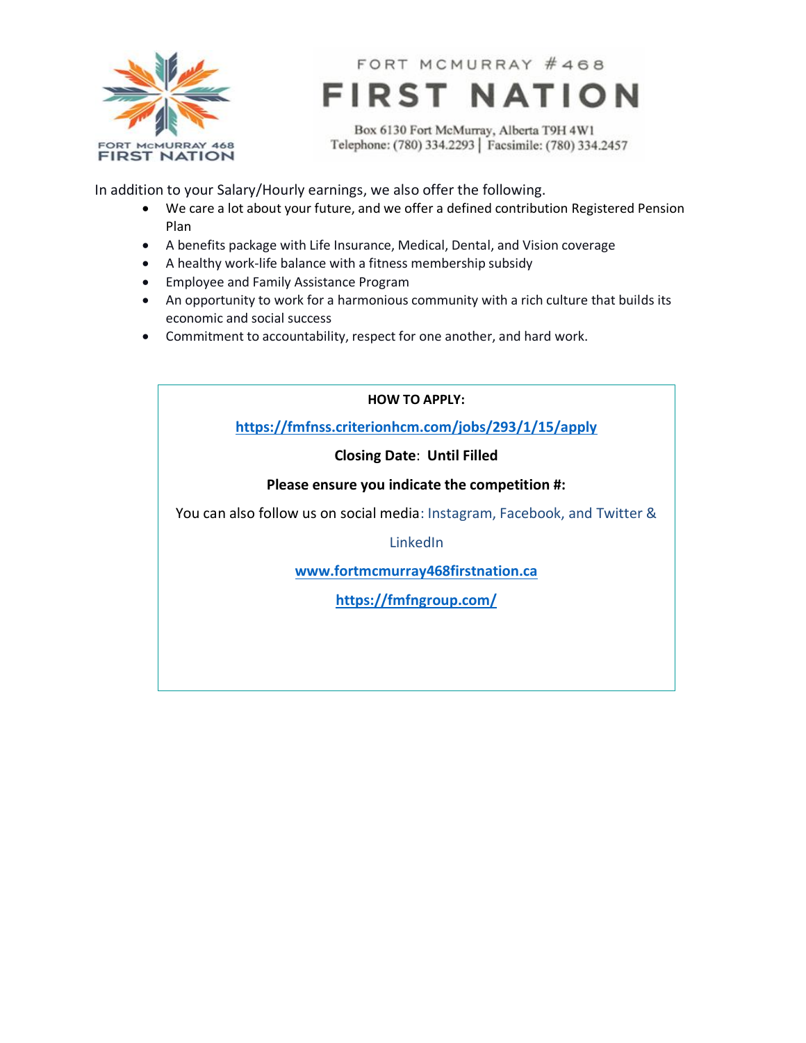FORT MCMURRAY #468

# FIRST NATION

Box 6130 Fort McMurray, Alberta T9H 4W1
Telephone: (780) 334.2293 | Facsimile: (780) 334.2457

In addition to your Salary/Hourly earnings, we also offer the following.

- We care a lot about your future, and we offer a defined contribution Registered Pension Plan
- A benefits package with Life Insurance, Medical, Dental, and Vision coverage
- A healthy work-life balance with a fitness membership subsidy
- Employee and Family Assistance Program
- An opportunity to work for a harmonious community with a rich culture that builds its economic and social success
- Commitment to accountability, respect for one another, and hard work.

**HOW TO APPLY:**

**https://fmfnss.criterionhcm.com/jobs/293/1/15/apply**

**Closing Date**: **Until Filled**

**Please ensure you indicate the competition #:**

You can also follow us on social media: Instagram, Facebook, and Twitter & LinkedIn

**www.fortmcmurray468firstnation.ca**

**https://fmfngroup.com/**